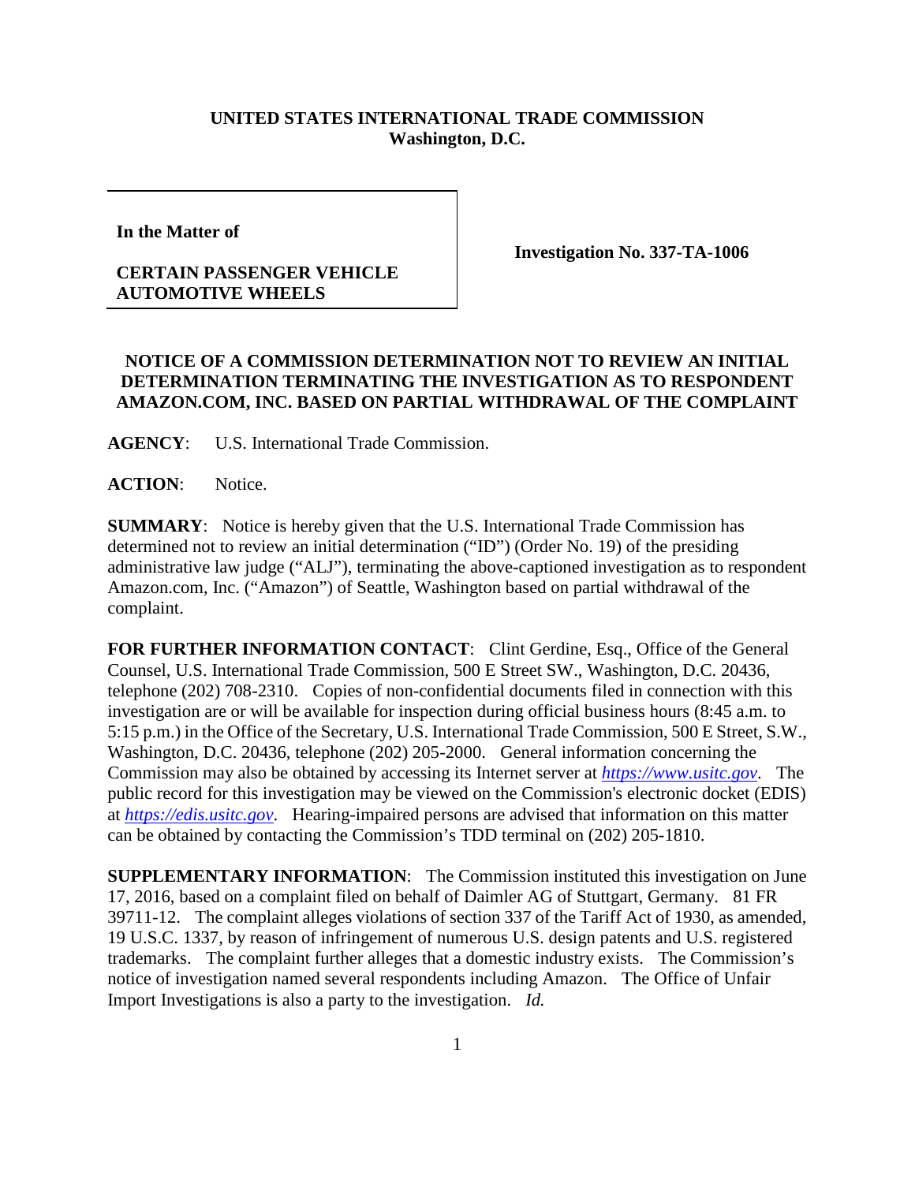**UNITED STATES INTERNATIONAL TRADE COMMISSION**
**Washington, D.C.**

| | |
|---|---|
| **In the Matter of**<br><br>**CERTAIN PASSENGER VEHICLE AUTOMOTIVE WHEELS** | **Investigation No. 337-TA-1006** |

## NOTICE OF A COMMISSION DETERMINATION NOT TO REVIEW AN INITIAL DETERMINATION TERMINATING THE INVESTIGATION AS TO RESPONDENT AMAZON.COM, INC. BASED ON PARTIAL WITHDRAWAL OF THE COMPLAINT

**AGENCY**: U.S. International Trade Commission.

**ACTION**: Notice.

**SUMMARY**: Notice is hereby given that the U.S. International Trade Commission has determined not to review an initial determination ("ID") (Order No. 19) of the presiding administrative law judge ("ALJ"), terminating the above-captioned investigation as to respondent Amazon.com, Inc. ("Amazon") of Seattle, Washington based on partial withdrawal of the complaint.

**FOR FURTHER INFORMATION CONTACT**: Clint Gerdine, Esq., Office of the General Counsel, U.S. International Trade Commission, 500 E Street SW., Washington, D.C. 20436, telephone (202) 708-2310. Copies of non-confidential documents filed in connection with this investigation are or will be available for inspection during official business hours (8:45 a.m. to 5:15 p.m.) in the Office of the Secretary, U.S. International Trade Commission, 500 E Street, S.W., Washington, D.C. 20436, telephone (202) 205-2000. General information concerning the Commission may also be obtained by accessing its Internet server at *https://www.usitc.gov*. The public record for this investigation may be viewed on the Commission's electronic docket (EDIS) at *https://edis.usitc.gov*. Hearing-impaired persons are advised that information on this matter can be obtained by contacting the Commission's TDD terminal on (202) 205-1810.

**SUPPLEMENTARY INFORMATION**: The Commission instituted this investigation on June 17, 2016, based on a complaint filed on behalf of Daimler AG of Stuttgart, Germany. 81 FR 39711-12. The complaint alleges violations of section 337 of the Tariff Act of 1930, as amended, 19 U.S.C. 1337, by reason of infringement of numerous U.S. design patents and U.S. registered trademarks. The complaint further alleges that a domestic industry exists. The Commission's notice of investigation named several respondents including Amazon. The Office of Unfair Import Investigations is also a party to the investigation. *Id.*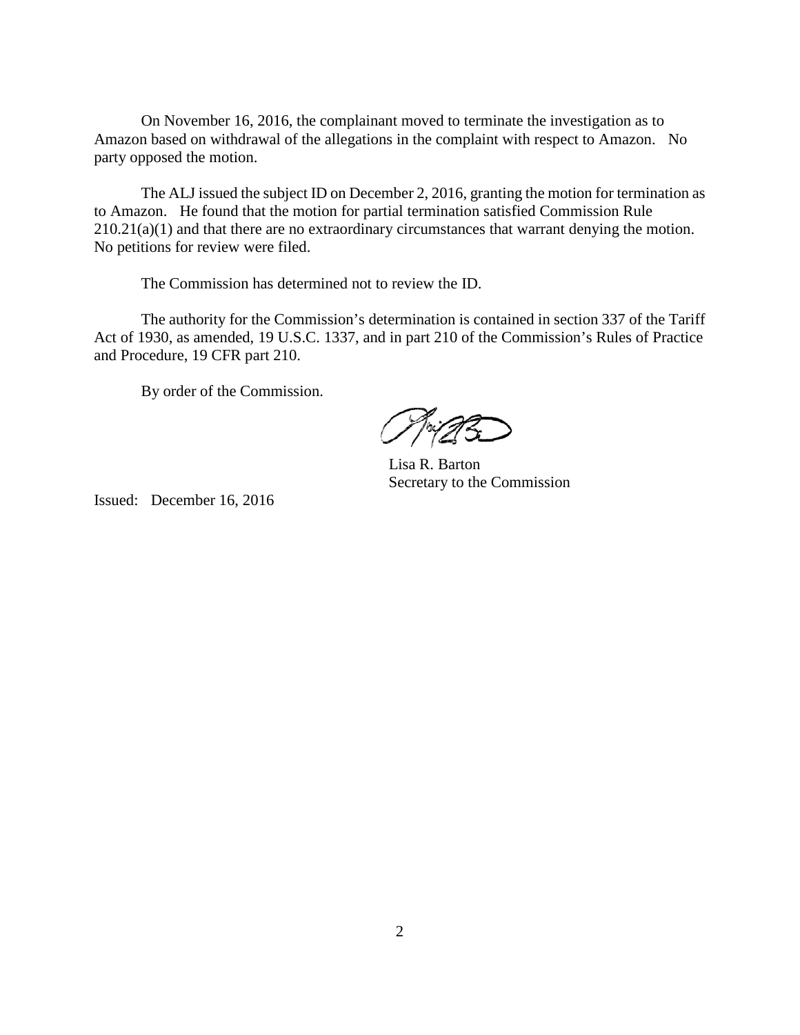On November 16, 2016, the complainant moved to terminate the investigation as to Amazon based on withdrawal of the allegations in the complaint with respect to Amazon. No party opposed the motion.

The ALJ issued the subject ID on December 2, 2016, granting the motion for termination as to Amazon. He found that the motion for partial termination satisfied Commission Rule 210.21(a)(1) and that there are no extraordinary circumstances that warrant denying the motion. No petitions for review were filed.

The Commission has determined not to review the ID.

The authority for the Commission's determination is contained in section 337 of the Tariff Act of 1930, as amended, 19 U.S.C. 1337, and in part 210 of the Commission's Rules of Practice and Procedure, 19 CFR part 210.

By order of the Commission.

Lisa R. Barton
Secretary to the Commission

Issued: December 16, 2016